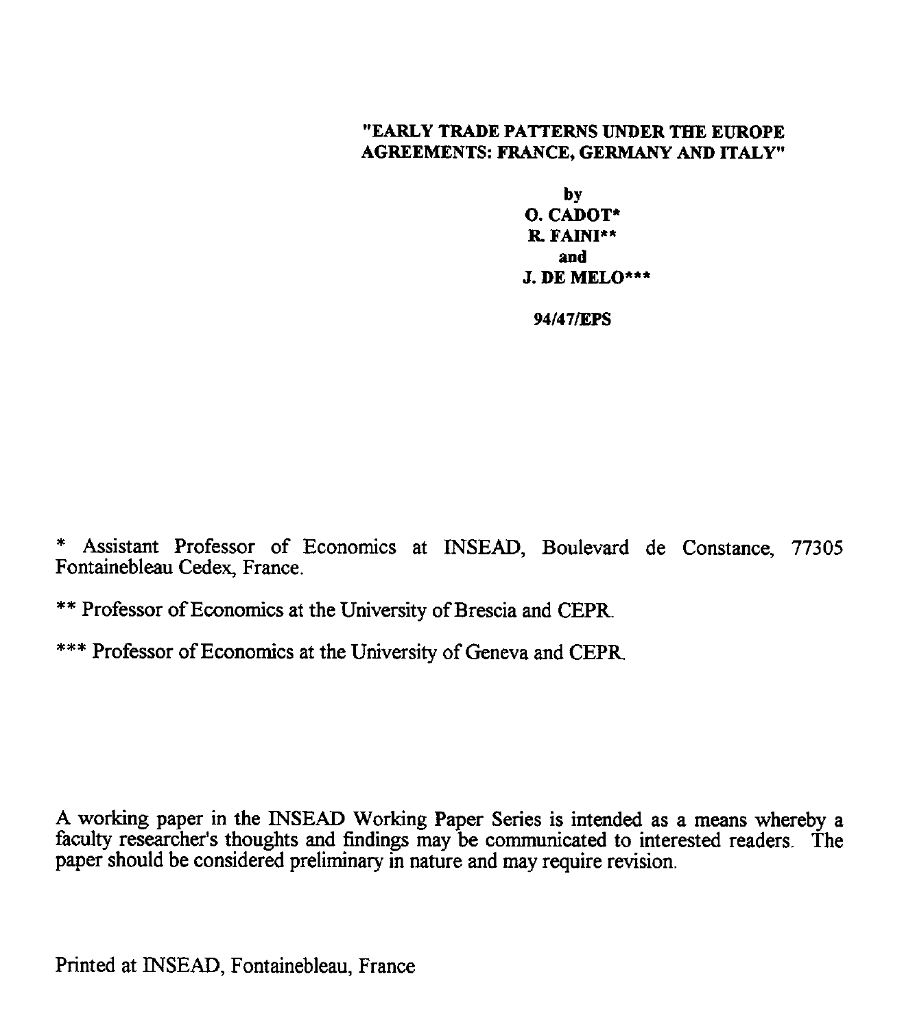# "EARLY TRADE PATTERNS UNDER THE EUROPE AGREEMENTS: FRANCE, GERMANY AND ITALY"

by

**O. CADOT***

**R. FAINI****

and

**J. DE MELO*****

**94/47/EPS**

* Assistant Professor of Economics at INSEAD, Boulevard de Constance, 77305 Fontainebleau Cedex, France.

** Professor of Economics at the University of Brescia and CEPR.

*** Professor of Economics at the University of Geneva and CEPR.

A working paper in the INSEAD Working Paper Series is intended as a means whereby a faculty researcher's thoughts and findings may be communicated to interested readers. The paper should be considered preliminary in nature and may require revision.

Printed at INSEAD, Fontainebleau, France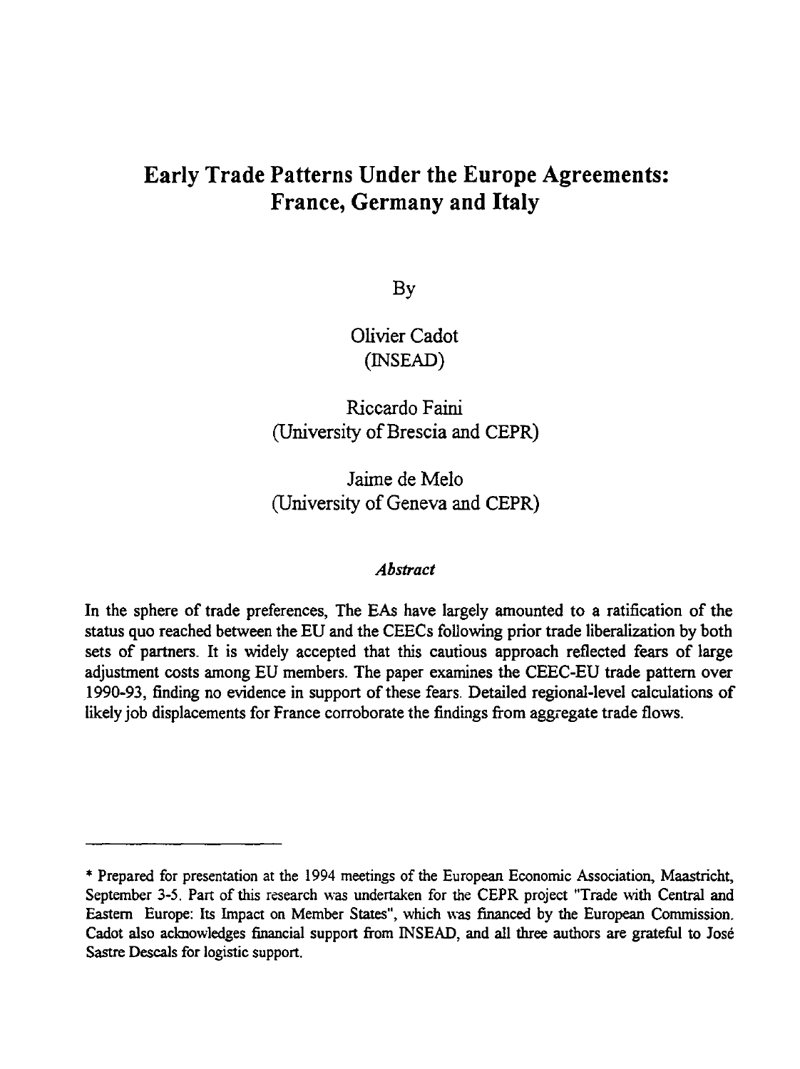# Early Trade Patterns Under the Europe Agreements: France, Germany and Italy

By

Olivier Cadot
(INSEAD)

Riccardo Faini
(University of Brescia and CEPR)

Jaime de Melo
(University of Geneva and CEPR)

### *Abstract*

In the sphere of trade preferences, The EAs have largely amounted to a ratification of the status quo reached between the EU and the CEECs following prior trade liberalization by both sets of partners. It is widely accepted that this cautious approach reflected fears of large adjustment costs among EU members. The paper examines the CEEC-EU trade pattern over 1990-93, finding no evidence in support of these fears. Detailed regional-level calculations of likely job displacements for France corroborate the findings from aggregate trade flows.

---

* Prepared for presentation at the 1994 meetings of the European Economic Association, Maastricht, September 3-5. Part of this research was undertaken for the CEPR project "Trade with Central and Eastern Europe: Its Impact on Member States", which was financed by the European Commission. Cadot also acknowledges financial support from INSEAD, and all three authors are grateful to José Sastre Descals for logistic support.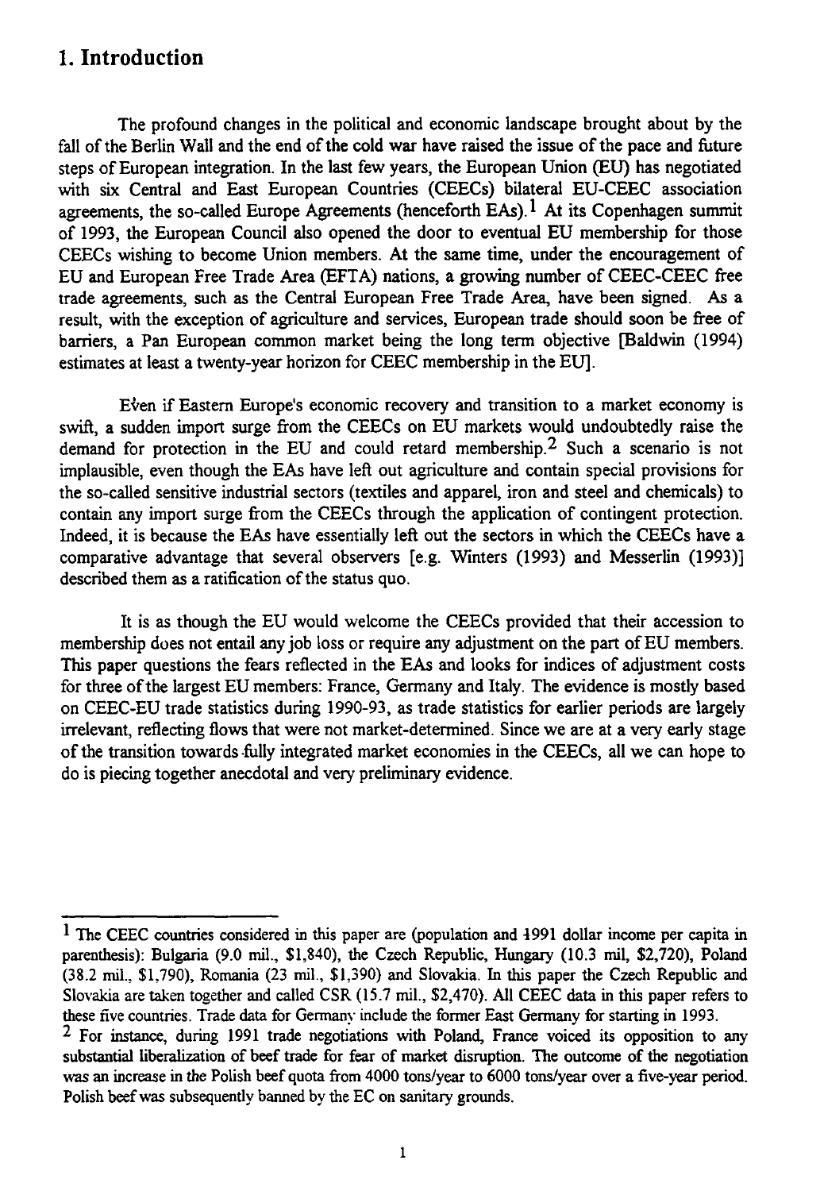## 1. Introduction

The profound changes in the political and economic landscape brought about by the fall of the Berlin Wall and the end of the cold war have raised the issue of the pace and future steps of European integration. In the last few years, the European Union (EU) has negotiated with six Central and East European Countries (CEECs) bilateral EU-CEEC association agreements, the so-called Europe Agreements (henceforth EAs).[1] At its Copenhagen summit of 1993, the European Council also opened the door to eventual EU membership for those CEECs wishing to become Union members. At the same time, under the encouragement of EU and European Free Trade Area (EFTA) nations, a growing number of CEEC-CEEC free trade agreements, such as the Central European Free Trade Area, have been signed. As a result, with the exception of agriculture and services, European trade should soon be free of barriers, a Pan European common market being the long term objective [Baldwin (1994) estimates at least a twenty-year horizon for CEEC membership in the EU].

Even if Eastern Europe's economic recovery and transition to a market economy is swift, a sudden import surge from the CEECs on EU markets would undoubtedly raise the demand for protection in the EU and could retard membership.[2] Such a scenario is not implausible, even though the EAs have left out agriculture and contain special provisions for the so-called sensitive industrial sectors (textiles and apparel, iron and steel and chemicals) to contain any import surge from the CEECs through the application of contingent protection. Indeed, it is because the EAs have essentially left out the sectors in which the CEECs have a comparative advantage that several observers [e.g. Winters (1993) and Messerlin (1993)] described them as a ratification of the status quo.

It is as though the EU would welcome the CEECs provided that their accession to membership does not entail any job loss or require any adjustment on the part of EU members. This paper questions the fears reflected in the EAs and looks for indices of adjustment costs for three of the largest EU members: France, Germany and Italy. The evidence is mostly based on CEEC-EU trade statistics during 1990-93, as trade statistics for earlier periods are largely irrelevant, reflecting flows that were not market-determined. Since we are at a very early stage of the transition towards fully integrated market economies in the CEECs, all we can hope to do is piecing together anecdotal and very preliminary evidence.

---

[1] The CEEC countries considered in this paper are (population and 1991 dollar income per capita in parenthesis): Bulgaria (9.0 mil., $1,840), the Czech Republic, Hungary (10.3 mil, $2,720), Poland (38.2 mil., $1,790), Romania (23 mil., $1,390) and Slovakia. In this paper the Czech Republic and Slovakia are taken together and called CSR (15.7 mil., $2,470). All CEEC data in this paper refers to these five countries. Trade data for Germany include the former East Germany for starting in 1993.

[2] For instance, during 1991 trade negotiations with Poland, France voiced its opposition to any substantial liberalization of beef trade for fear of market disruption. The outcome of the negotiation was an increase in the Polish beef quota from 4000 tons/year to 6000 tons/year over a five-year period. Polish beef was subsequently banned by the EC on sanitary grounds.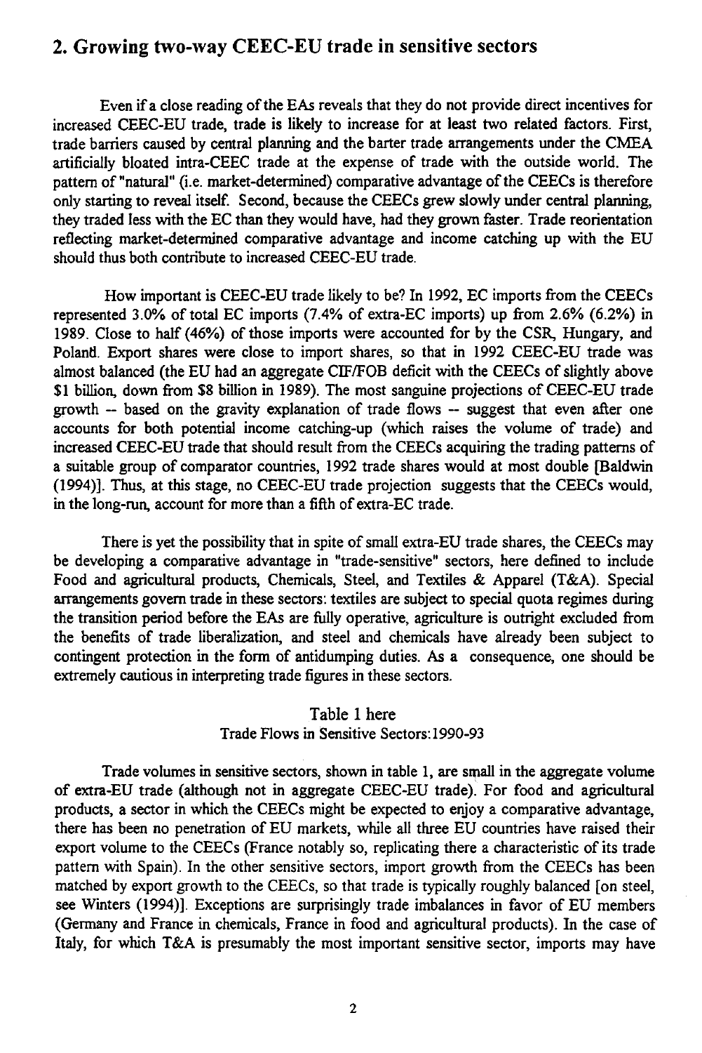## 2. Growing two-way CEEC-EU trade in sensitive sectors

Even if a close reading of the EAs reveals that they do not provide direct incentives for increased CEEC-EU trade, trade is likely to increase for at least two related factors. First, trade barriers caused by central planning and the barter trade arrangements under the CMEA artificially bloated intra-CEEC trade at the expense of trade with the outside world. The pattern of "natural" (i.e. market-determined) comparative advantage of the CEECs is therefore only starting to reveal itself. Second, because the CEECs grew slowly under central planning, they traded less with the EC than they would have, had they grown faster. Trade reorientation reflecting market-determined comparative advantage and income catching up with the EU should thus both contribute to increased CEEC-EU trade.

How important is CEEC-EU trade likely to be? In 1992, EC imports from the CEECs represented 3.0% of total EC imports (7.4% of extra-EC imports) up from 2.6% (6.2%) in 1989. Close to half (46%) of those imports were accounted for by the CSR, Hungary, and Poland. Export shares were close to import shares, so that in 1992 CEEC-EU trade was almost balanced (the EU had an aggregate CIF/FOB deficit with the CEECs of slightly above $1 billion, down from $8 billion in 1989). The most sanguine projections of CEEC-EU trade growth -- based on the gravity explanation of trade flows -- suggest that even after one accounts for both potential income catching-up (which raises the volume of trade) and increased CEEC-EU trade that should result from the CEECs acquiring the trading patterns of a suitable group of comparator countries, 1992 trade shares would at most double [Baldwin (1994)]. Thus, at this stage, no CEEC-EU trade projection suggests that the CEECs would, in the long-run, account for more than a fifth of extra-EC trade.

There is yet the possibility that in spite of small extra-EU trade shares, the CEECs may be developing a comparative advantage in "trade-sensitive" sectors, here defined to include Food and agricultural products, Chemicals, Steel, and Textiles & Apparel (T&A). Special arrangements govern trade in these sectors: textiles are subject to special quota regimes during the transition period before the EAs are fully operative, agriculture is outright excluded from the benefits of trade liberalization, and steel and chemicals have already been subject to contingent protection in the form of antidumping duties. As a consequence, one should be extremely cautious in interpreting trade figures in these sectors.

Table 1 here

Trade Flows in Sensitive Sectors:1990-93

Trade volumes in sensitive sectors, shown in table 1, are small in the aggregate volume of extra-EU trade (although not in aggregate CEEC-EU trade). For food and agricultural products, a sector in which the CEECs might be expected to enjoy a comparative advantage, there has been no penetration of EU markets, while all three EU countries have raised their export volume to the CEECs (France notably so, replicating there a characteristic of its trade pattern with Spain). In the other sensitive sectors, import growth from the CEECs has been matched by export growth to the CEECs, so that trade is typically roughly balanced [on steel, see Winters (1994)]. Exceptions are surprisingly trade imbalances in favor of EU members (Germany and France in chemicals, France in food and agricultural products). In the case of Italy, for which T&A is presumably the most important sensitive sector, imports may have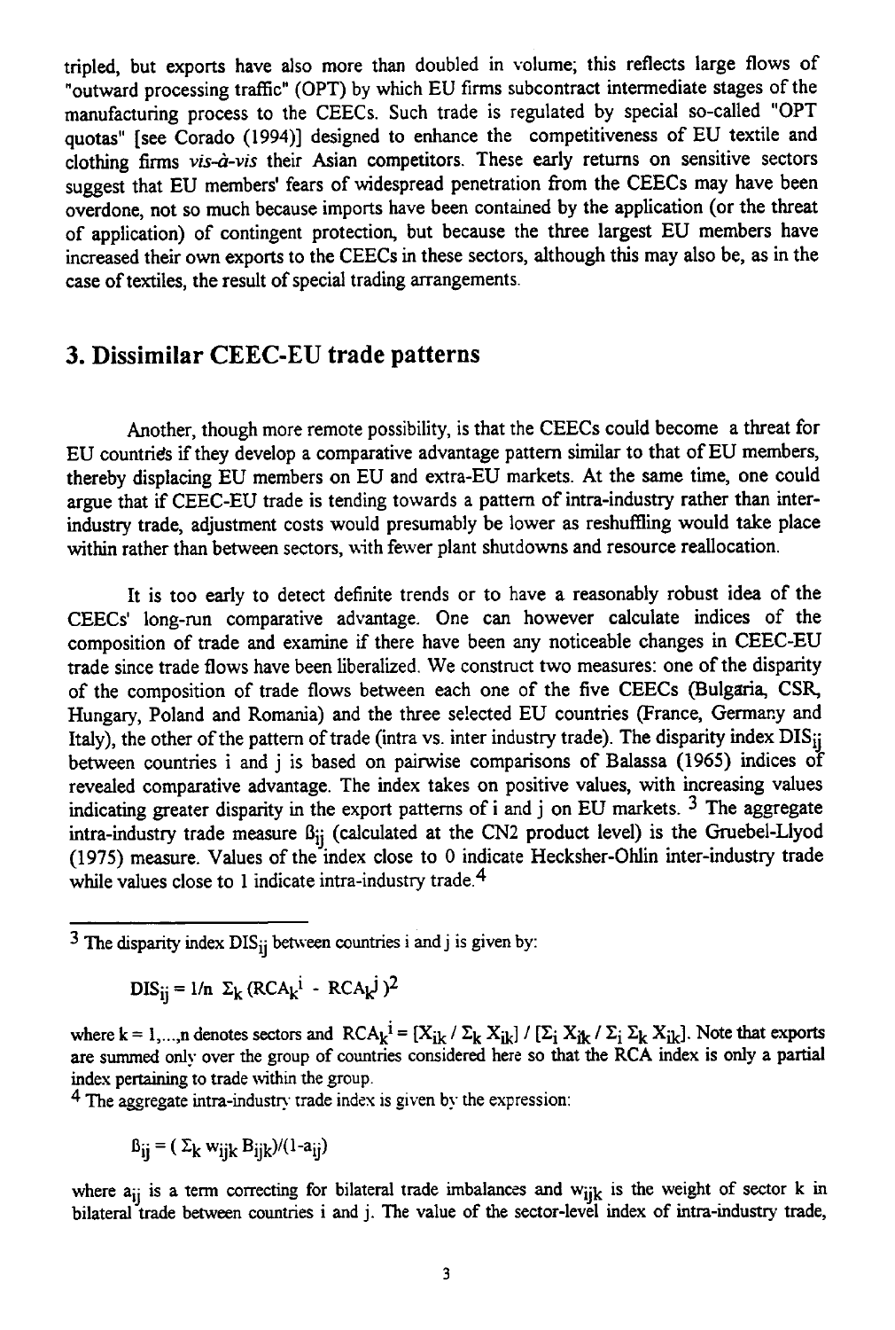tripled, but exports have also more than doubled in volume; this reflects large flows of "outward processing traffic" (OPT) by which EU firms subcontract intermediate stages of the manufacturing process to the CEECs. Such trade is regulated by special so-called "OPT quotas" [see Corado (1994)] designed to enhance the competitiveness of EU textile and clothing firms *vis-à-vis* their Asian competitors. These early returns on sensitive sectors suggest that EU members' fears of widespread penetration from the CEECs may have been overdone, not so much because imports have been contained by the application (or the threat of application) of contingent protection, but because the three largest EU members have increased their own exports to the CEECs in these sectors, although this may also be, as in the case of textiles, the result of special trading arrangements.

## 3. Dissimilar CEEC-EU trade patterns

Another, though more remote possibility, is that the CEECs could become a threat for EU countries if they develop a comparative advantage pattern similar to that of EU members, thereby displacing EU members on EU and extra-EU markets. At the same time, one could argue that if CEEC-EU trade is tending towards a pattern of intra-industry rather than inter-industry trade, adjustment costs would presumably be lower as reshuffling would take place within rather than between sectors, with fewer plant shutdowns and resource reallocation.

It is too early to detect definite trends or to have a reasonably robust idea of the CEECs' long-run comparative advantage. One can however calculate indices of the composition of trade and examine if there have been any noticeable changes in CEEC-EU trade since trade flows have been liberalized. We construct two measures: one of the disparity of the composition of trade flows between each one of the five CEECs (Bulgaria, CSR, Hungary, Poland and Romania) and the three selected EU countries (France, Germany and Italy), the other of the pattern of trade (intra vs. inter industry trade). The disparity index $DIS_{ij}$ between countries i and j is based on pairwise comparisons of Balassa (1965) indices of revealed comparative advantage. The index takes on positive values, with increasing values indicating greater disparity in the export patterns of i and j on EU markets. [3] The aggregate intra-industry trade measure $\beta_{ij}$ (calculated at the CN2 product level) is the Gruebel-Llyod (1975) measure. Values of the index close to 0 indicate Hecksher-Ohlin inter-industry trade while values close to 1 indicate intra-industry trade.[4]

---

[3] The disparity index $DIS_{ij}$ between countries i and j is given by:

$$DIS_{ij} = 1/n \; \Sigma_k \, (RCA_k^i - RCA_k^j)^2$$

where $k = 1,\ldots,n$ denotes sectors and $RCA_k^i = [X_{ik} / \Sigma_k X_{ik}] / [\Sigma_i X_{ik} / \Sigma_i \Sigma_k X_{ik}]$. Note that exports are summed only over the group of countries considered here so that the RCA index is only a partial index pertaining to trade within the group.

[4] The aggregate intra-industry trade index is given by the expression:

$$\beta_{ij} = (\Sigma_k \, w_{ijk} \, B_{ijk})/(1-a_{ij})$$

where $a_{ij}$ is a term correcting for bilateral trade imbalances and $w_{ijk}$ is the weight of sector k in bilateral trade between countries i and j. The value of the sector-level index of intra-industry trade,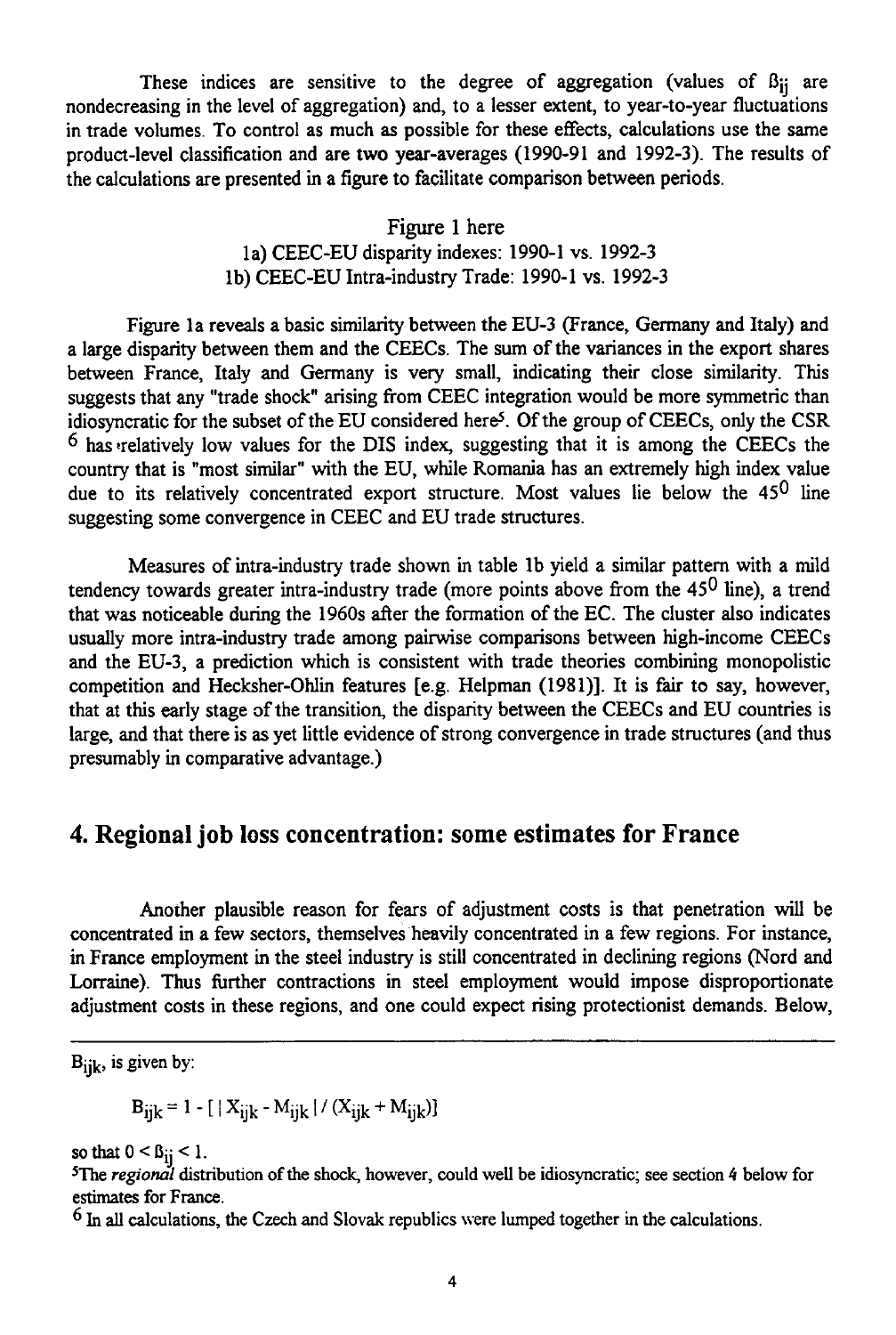These indices are sensitive to the degree of aggregation (values of $\beta_{ij}$ are nondecreasing in the level of aggregation) and, to a lesser extent, to year-to-year fluctuations in trade volumes. To control as much as possible for these effects, calculations use the same product-level classification and are two year-averages (1990-91 and 1992-3). The results of the calculations are presented in a figure to facilitate comparison between periods.

Figure 1 here

1a) CEEC-EU disparity indexes: 1990-1 vs. 1992-3

1b) CEEC-EU Intra-industry Trade: 1990-1 vs. 1992-3

Figure 1a reveals a basic similarity between the EU-3 (France, Germany and Italy) and a large disparity between them and the CEECs. The sum of the variances in the export shares between France, Italy and Germany is very small, indicating their close similarity. This suggests that any "trade shock" arising from CEEC integration would be more symmetric than idiosyncratic for the subset of the EU considered here[5]. Of the group of CEECs, only the CSR [6] has relatively low values for the DIS index, suggesting that it is among the CEECs the country that is "most similar" with the EU, while Romania has an extremely high index value due to its relatively concentrated export structure. Most values lie below the 45$^0$ line suggesting some convergence in CEEC and EU trade structures.

Measures of intra-industry trade shown in table 1b yield a similar pattern with a mild tendency towards greater intra-industry trade (more points above from the 45$^0$ line), a trend that was noticeable during the 1960s after the formation of the EC. The cluster also indicates usually more intra-industry trade among pairwise comparisons between high-income CEECs and the EU-3, a prediction which is consistent with trade theories combining monopolistic competition and Hecksher-Ohlin features [e.g. Helpman (1981)]. It is fair to say, however, that at this early stage of the transition, the disparity between the CEECs and EU countries is large, and that there is as yet little evidence of strong convergence in trade structures (and thus presumably in comparative advantage.)

## 4. Regional job loss concentration: some estimates for France

Another plausible reason for fears of adjustment costs is that penetration will be concentrated in a few sectors, themselves heavily concentrated in a few regions. For instance, in France employment in the steel industry is still concentrated in declining regions (Nord and Lorraine). Thus further contractions in steel employment would impose disproportionate adjustment costs in these regions, and one could expect rising protectionist demands. Below,

---

$B_{ijk}$, is given by:

$$B_{ijk} = 1 - [\,|X_{ijk} - M_{ijk}| / (X_{ijk} + M_{ijk})]$$

so that $0 < \beta_{ij} < 1$.

[5] The *regional* distribution of the shock, however, could well be idiosyncratic; see section 4 below for estimates for France.

[6] In all calculations, the Czech and Slovak republics were lumped together in the calculations.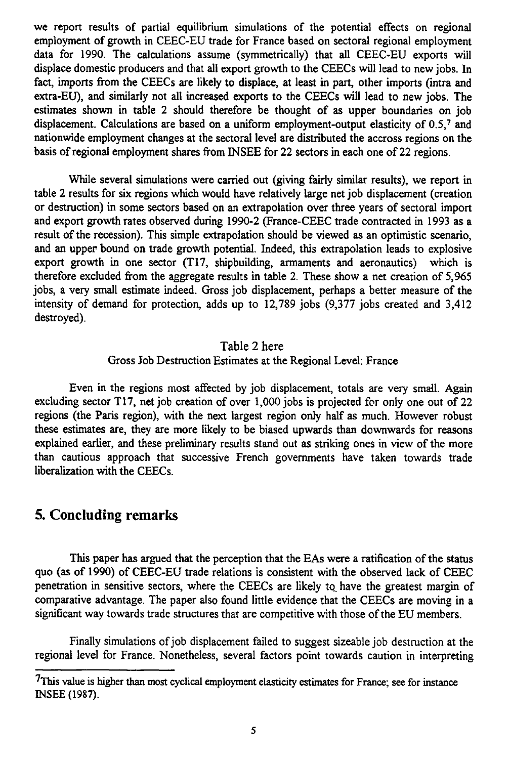we report results of partial equilibrium simulations of the potential effects on regional employment of growth in CEEC-EU trade for France based on sectoral regional employment data for 1990. The calculations assume (symmetrically) that all CEEC-EU exports will displace domestic producers and that all export growth to the CEECs will lead to new jobs. In fact, imports from the CEECs are likely to displace, at least in part, other imports (intra and extra-EU), and similarly not all increased exports to the CEECs will lead to new jobs. The estimates shown in table 2 should therefore be thought of as upper boundaries on job displacement. Calculations are based on a uniform employment-output elasticity of 0.5,[7] and nationwide employment changes at the sectoral level are distributed the accross regions on the basis of regional employment shares from INSEE for 22 sectors in each one of 22 regions.

While several simulations were carried out (giving fairly similar results), we report in table 2 results for six regions which would have relatively large net job displacement (creation or destruction) in some sectors based on an extrapolation over three years of sectoral import and export growth rates observed during 1990-2 (France-CEEC trade contracted in 1993 as a result of the recession). This simple extrapolation should be viewed as an optimistic scenario, and an upper bound on trade growth potential. Indeed, this extrapolation leads to explosive export growth in one sector (T17, shipbuilding, armaments and aeronautics) which is therefore excluded from the aggregate results in table 2. These show a net creation of 5,965 jobs, a very small estimate indeed. Gross job displacement, perhaps a better measure of the intensity of demand for protection, adds up to 12,789 jobs (9,377 jobs created and 3,412 destroyed).

Table 2 here

Gross Job Destruction Estimates at the Regional Level: France

Even in the regions most affected by job displacement, totals are very small. Again excluding sector T17, net job creation of over 1,000 jobs is projected for only one out of 22 regions (the Paris region), with the next largest region only half as much. However robust these estimates are, they are more likely to be biased upwards than downwards for reasons explained earlier, and these preliminary results stand out as striking ones in view of the more than cautious approach that successive French governments have taken towards trade liberalization with the CEECs.

## 5. Concluding remarks

This paper has argued that the perception that the EAs were a ratification of the status quo (as of 1990) of CEEC-EU trade relations is consistent with the observed lack of CEEC penetration in sensitive sectors, where the CEECs are likely to have the greatest margin of comparative advantage. The paper also found little evidence that the CEECs are moving in a significant way towards trade structures that are competitive with those of the EU members.

Finally simulations of job displacement failed to suggest sizeable job destruction at the regional level for France. Nonetheless, several factors point towards caution in interpreting

[7] This value is higher than most cyclical employment elasticity estimates for France; see for instance INSEE (1987).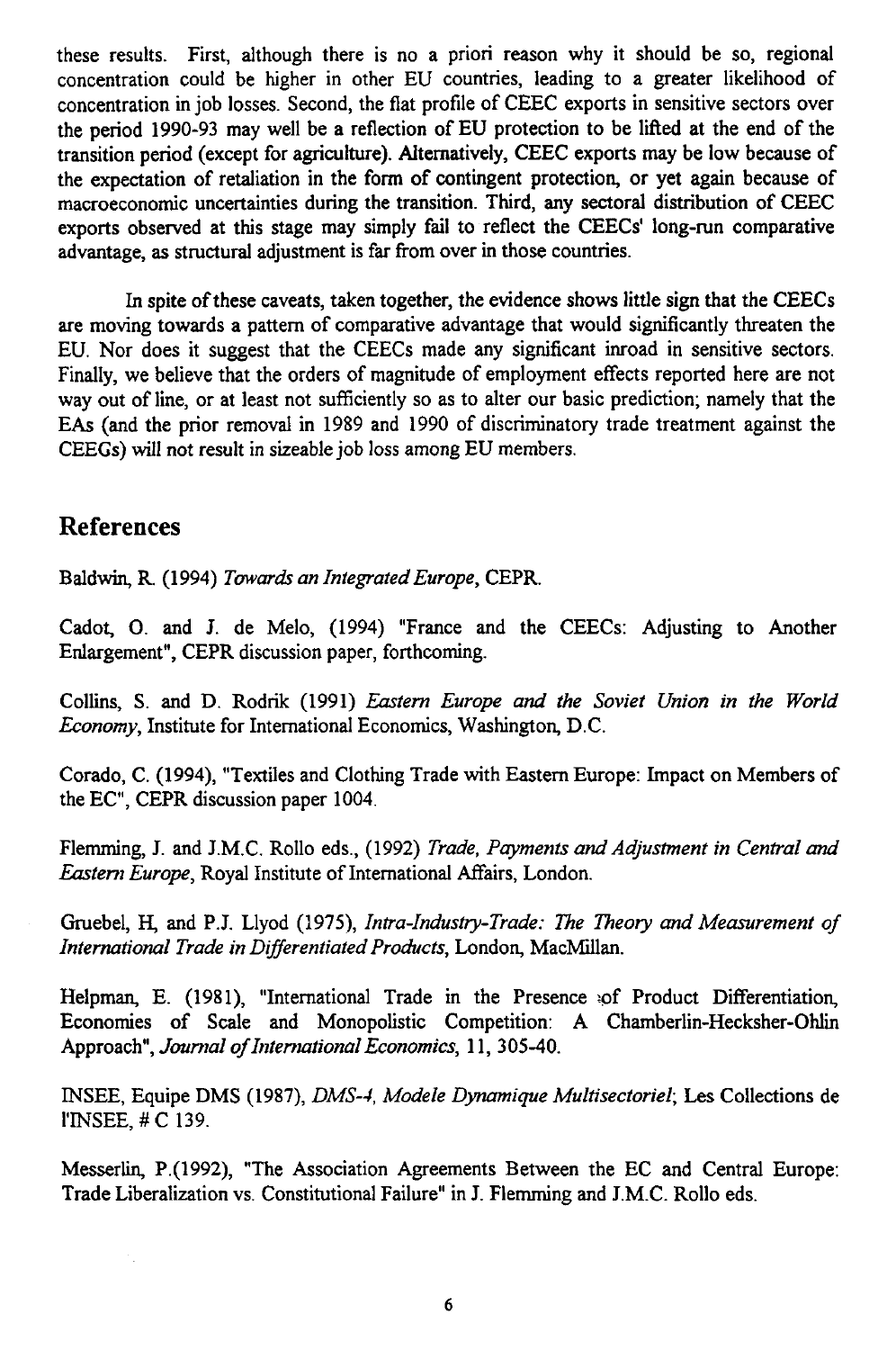these results. First, although there is no a priori reason why it should be so, regional concentration could be higher in other EU countries, leading to a greater likelihood of concentration in job losses. Second, the flat profile of CEEC exports in sensitive sectors over the period 1990-93 may well be a reflection of EU protection to be lifted at the end of the transition period (except for agriculture). Alternatively, CEEC exports may be low because of the expectation of retaliation in the form of contingent protection, or yet again because of macroeconomic uncertainties during the transition. Third, any sectoral distribution of CEEC exports observed at this stage may simply fail to reflect the CEECs' long-run comparative advantage, as structural adjustment is far from over in those countries.

In spite of these caveats, taken together, the evidence shows little sign that the CEECs are moving towards a pattern of comparative advantage that would significantly threaten the EU. Nor does it suggest that the CEECs made any significant inroad in sensitive sectors. Finally, we believe that the orders of magnitude of employment effects reported here are not way out of line, or at least not sufficiently so as to alter our basic prediction; namely that the EAs (and the prior removal in 1989 and 1990 of discriminatory trade treatment against the CEEGs) will not result in sizeable job loss among EU members.

## References

Baldwin, R. (1994) *Towards an Integrated Europe*, CEPR.

Cadot, O. and J. de Melo, (1994) "France and the CEECs: Adjusting to Another Enlargement", CEPR discussion paper, forthcoming.

Collins, S. and D. Rodrik (1991) *Eastern Europe and the Soviet Union in the World Economy*, Institute for International Economics, Washington, D.C.

Corado, C. (1994), "Textiles and Clothing Trade with Eastern Europe: Impact on Members of the EC", CEPR discussion paper 1004.

Flemming, J. and J.M.C. Rollo eds., (1992) *Trade, Payments and Adjustment in Central and Eastern Europe*, Royal Institute of International Affairs, London.

Gruebel, H, and P.J. Llyod (1975), *Intra-Industry-Trade: The Theory and Measurement of International Trade in Differentiated Products*, London, MacMillan.

Helpman, E. (1981), "International Trade in the Presence of Product Differentiation, Economies of Scale and Monopolistic Competition: A Chamberlin-Hecksher-Ohlin Approach", *Journal of International Economics*, 11, 305-40.

INSEE, Equipe DMS (1987), *DMS-4, Modele Dynamique Multisectoriel*; Les Collections de l'INSEE, # C 139.

Messerlin, P.(1992), "The Association Agreements Between the EC and Central Europe: Trade Liberalization vs. Constitutional Failure" in J. Flemming and J.M.C. Rollo eds.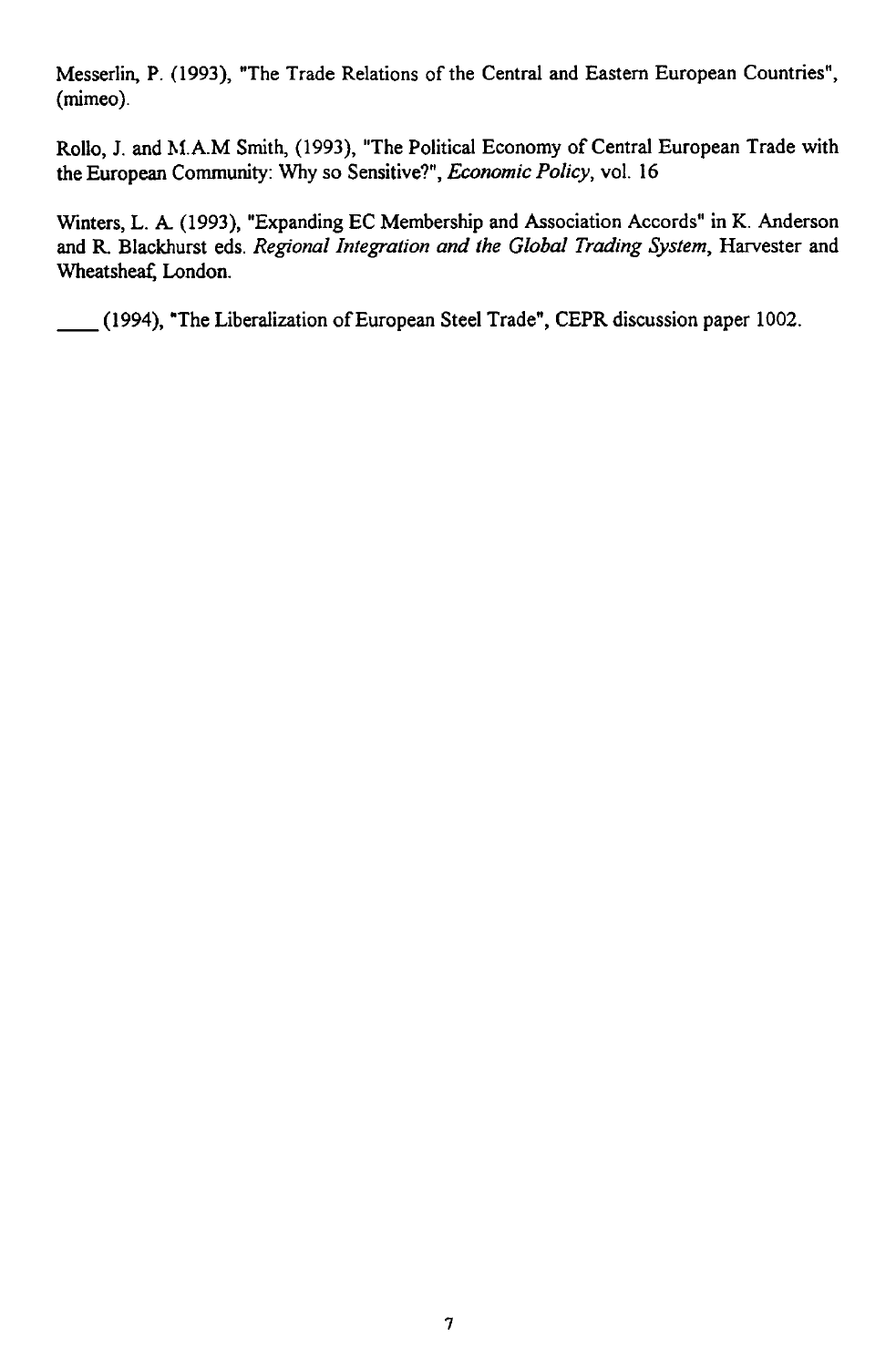Messerlin, P. (1993), "The Trade Relations of the Central and Eastern European Countries", (mimeo).

Rollo, J. and M.A.M Smith, (1993), "The Political Economy of Central European Trade with the European Community: Why so Sensitive?", *Economic Policy*, vol. 16

Winters, L. A. (1993), "Expanding EC Membership and Association Accords" in K. Anderson and R. Blackhurst eds. *Regional Integration and the Global Trading System*, Harvester and Wheatsheaf, London.

____ (1994), "The Liberalization of European Steel Trade", CEPR discussion paper 1002.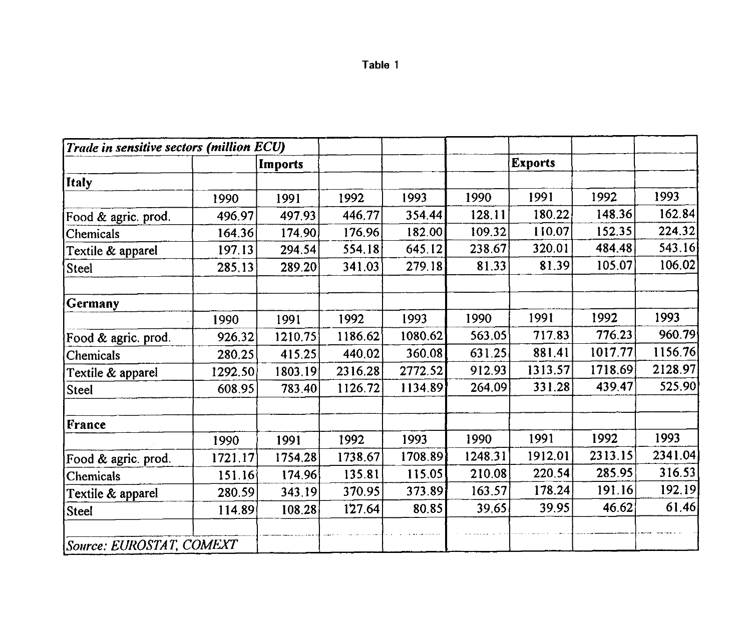Table 1

| *Trade in sensitive sectors (million ECU)* | | | | | | | | |
|---|---|---|---|---|---|---|---|---|
| | | **Imports** | | | | **Exports** | | |
| **Italy** | | | | | | | | |
| | 1990 | 1991 | 1992 | 1993 | 1990 | 1991 | 1992 | 1993 |
| Food & agric. prod. | 496.97 | 497.93 | 446.77 | 354.44 | 128.11 | 180.22 | 148.36 | 162.84 |
| Chemicals | 164.36 | 174.90 | 176.96 | 182.00 | 109.32 | 110.07 | 152.35 | 224.32 |
| Textile & apparel | 197.13 | 294.54 | 554.18 | 645.12 | 238.67 | 320.01 | 484.48 | 543.16 |
| Steel | 285.13 | 289.20 | 341.03 | 279.18 | 81.33 | 81.39 | 105.07 | 106.02 |
| | | | | | | | | |
| **Germany** | | | | | | | | |
| | 1990 | 1991 | 1992 | 1993 | 1990 | 1991 | 1992 | 1993 |
| Food & agric. prod. | 926.32 | 1210.75 | 1186.62 | 1080.62 | 563.05 | 717.83 | 776.23 | 960.79 |
| Chemicals | 280.25 | 415.25 | 440.02 | 360.08 | 631.25 | 881.41 | 1017.77 | 1156.76 |
| Textile & apparel | 1292.50 | 1803.19 | 2316.28 | 2772.52 | 912.93 | 1313.57 | 1718.69 | 2128.97 |
| Steel | 608.95 | 783.40 | 1126.72 | 1134.89 | 264.09 | 331.28 | 439.47 | 525.90 |
| | | | | | | | | |
| **France** | | | | | | | | |
| | 1990 | 1991 | 1992 | 1993 | 1990 | 1991 | 1992 | 1993 |
| Food & agric. prod. | 1721.17 | 1754.28 | 1738.67 | 1708.89 | 1248.31 | 1912.01 | 2313.15 | 2341.04 |
| Chemicals | 151.16 | 174.96 | 135.81 | 115.05 | 210.08 | 220.54 | 285.95 | 316.53 |
| Textile & apparel | 280.59 | 343.19 | 370.95 | 373.89 | 163.57 | 178.24 | 191.16 | 192.19 |
| Steel | 114.89 | 108.28 | 127.64 | 80.85 | 39.65 | 39.95 | 46.62 | 61.46 |
| | | | | | | | | |
| *Source: EUROSTAT, COMEXT* | | | | | | | | |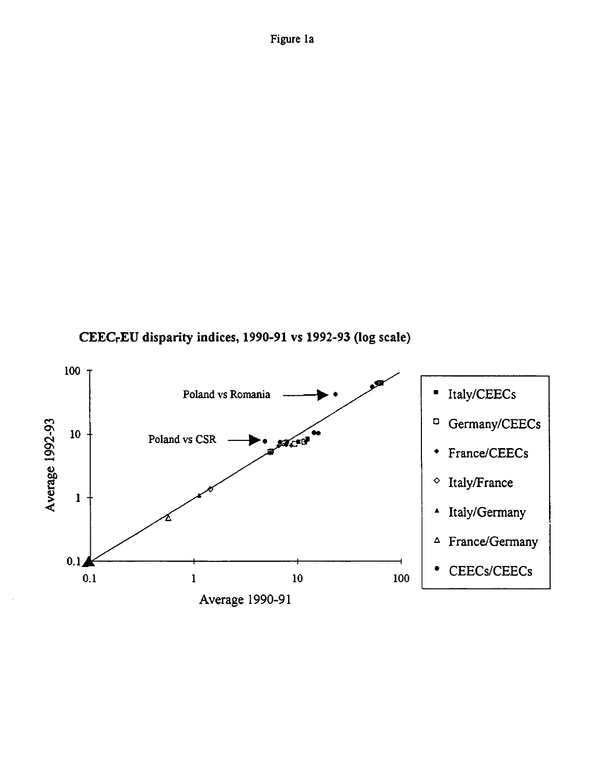Figure 1a

**CEECr-EU disparity indices, 1990-91 vs 1992-93 (log scale)**

Average 1992-93

Average 1990-91

Poland vs Romania

Poland vs CSR

- Italy/CEECs
- Germany/CEECs
- France/CEECs
- Italy/France
- Italy/Germany
- France/Germany
- CEECs/CEECs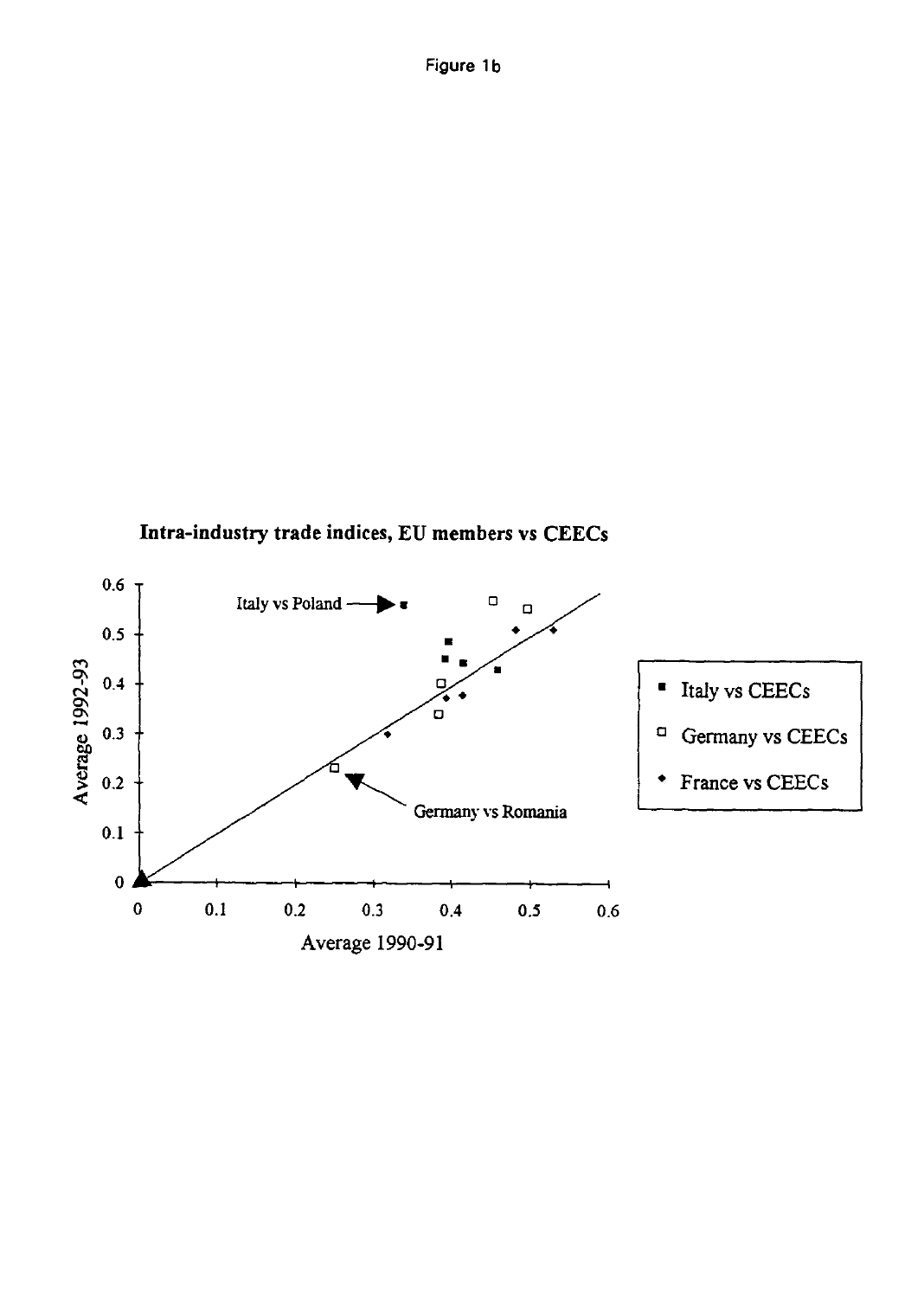Figure 1b

**Intra-industry trade indices, EU members vs CEECs**

Average 1992-93 (y-axis) vs Average 1990-91 (x-axis)

Italy vs Poland

Germany vs Romania

- Italy vs CEECs
- Germany vs CEECs
- France vs CEECs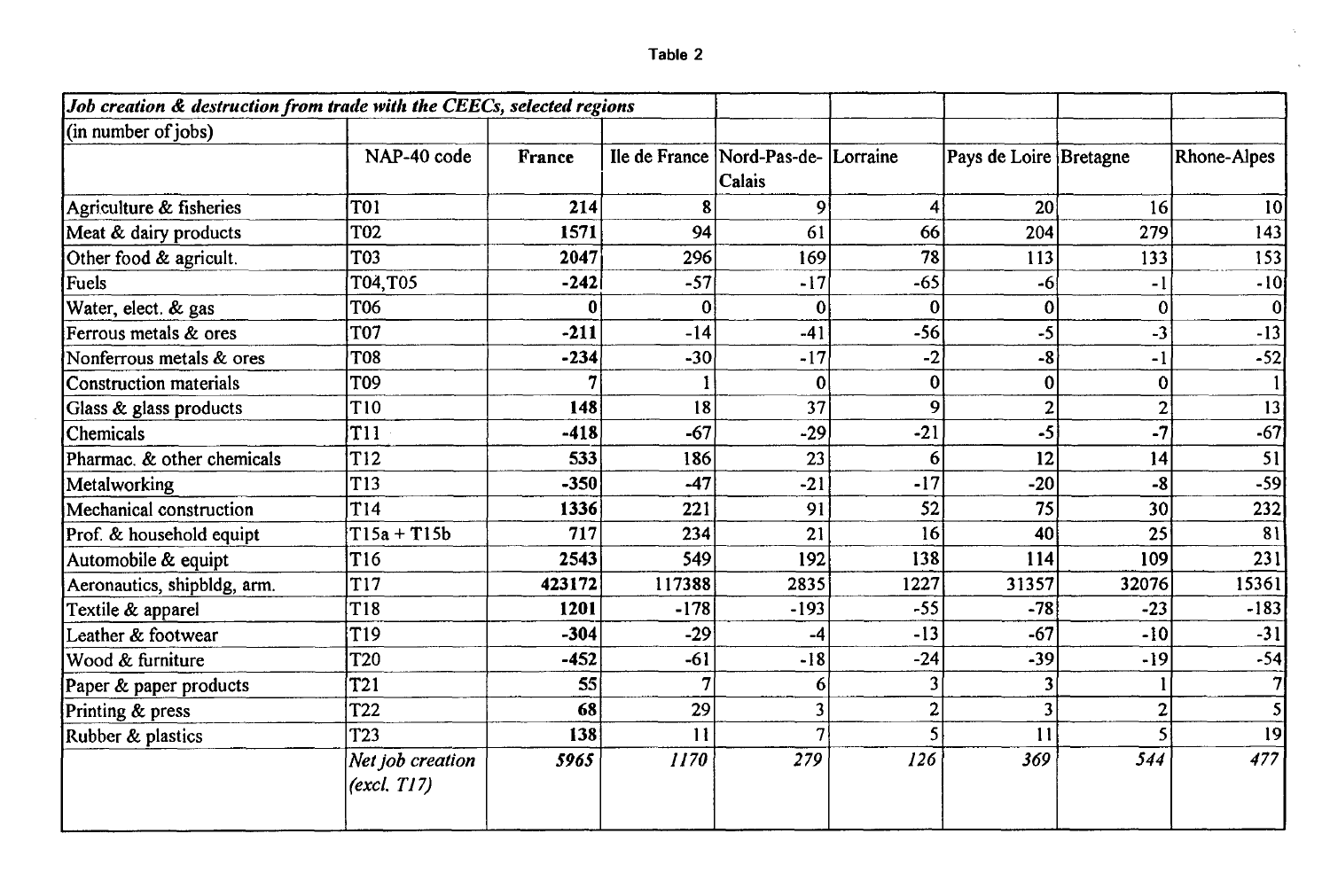**Table 2**

| *Job creation & destruction from trade with the CEECs, selected regions* | | | | | | | | |
|---|---|---|---|---|---|---|---|---|
| (in number of jobs) | | | | | | | | |
| | NAP-40 code | France | Ile de France | Nord-Pas-de-Calais | Lorraine | Pays de Loire | Bretagne | Rhone-Alpes |
| Agriculture & fisheries | T01 | **214** | 8 | 9 | 4 | 20 | 16 | 10 |
| Meat & dairy products | T02 | **1571** | 94 | 61 | 66 | 204 | 279 | 143 |
| Other food & agricult. | T03 | **2047** | 296 | 169 | 78 | 113 | 133 | 153 |
| Fuels | T04,T05 | **-242** | -57 | -17 | -65 | -6 | -1 | -10 |
| Water, elect. & gas | T06 | **0** | 0 | 0 | 0 | 0 | 0 | 0 |
| Ferrous metals & ores | T07 | **-211** | -14 | -41 | -56 | -5 | -3 | -13 |
| Nonferrous metals & ores | T08 | **-234** | -30 | -17 | -2 | -8 | -1 | -52 |
| Construction materials | T09 | **7** | 1 | 0 | 0 | 0 | 0 | 1 |
| Glass & glass products | T10 | **148** | 18 | 37 | 9 | 2 | 2 | 13 |
| Chemicals | T11 | **-418** | -67 | -29 | -21 | -5 | -7 | -67 |
| Pharmac. & other chemicals | T12 | **533** | 186 | 23 | 6 | 12 | 14 | 51 |
| Metalworking | T13 | **-350** | -47 | -21 | -17 | -20 | -8 | -59 |
| Mechanical construction | T14 | **1336** | 221 | 91 | 52 | 75 | 30 | 232 |
| Prof. & household equipt | T15a + T15b | **717** | 234 | 21 | 16 | 40 | 25 | 81 |
| Automobile & equipt | T16 | **2543** | 549 | 192 | 138 | 114 | 109 | 231 |
| Aeronautics, shipbldg, arm. | T17 | **423172** | 117388 | 2835 | 1227 | 31357 | 32076 | 15361 |
| Textile & apparel | T18 | **1201** | -178 | -193 | -55 | -78 | -23 | -183 |
| Leather & footwear | T19 | **-304** | -29 | -4 | -13 | -67 | -10 | -31 |
| Wood & furniture | T20 | **-452** | -61 | -18 | -24 | -39 | -19 | -54 |
| Paper & paper products | T21 | **55** | 7 | 6 | 3 | 3 | 1 | 7 |
| Printing & press | T22 | **68** | 29 | 3 | 2 | 3 | 2 | 5 |
| Rubber & plastics | T23 | **138** | 11 | 7 | 5 | 11 | 5 | 19 |
| | *Net job creation (excl. T17)* | ***5965*** | *1170* | *279* | *126* | *369* | *544* | *477* |